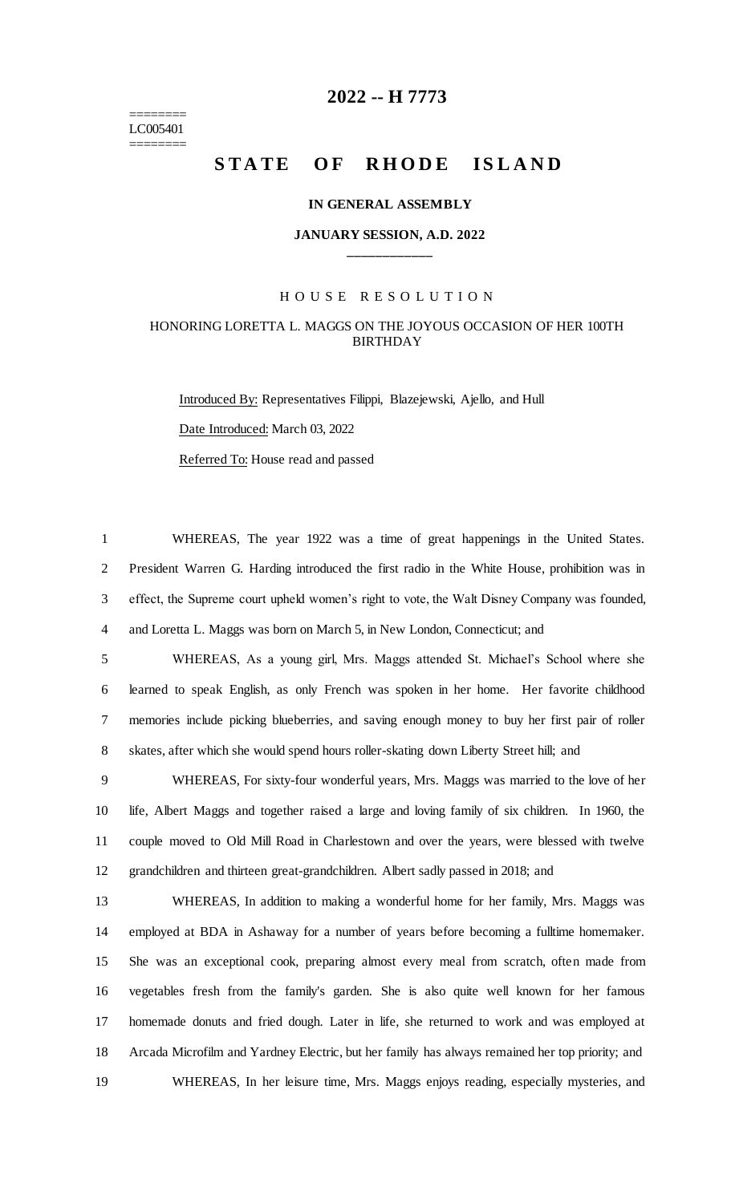# 2022 -- H 7773

========
LC005401
========

## STATE OF RHODE ISLAND

### IN GENERAL ASSEMBLY

### JANUARY SESSION, A.D. 2022

---

H O U S E   R E S O L U T I O N

HONORING LORETTA L. MAGGS ON THE JOYOUS OCCASION OF HER 100TH BIRTHDAY

Introduced By: Representatives Filippi, Blazejewski, Ajello, and Hull

Date Introduced: March 03, 2022

Referred To: House read and passed

1 WHEREAS, The year 1922 was a time of great happenings in the United States.
2 President Warren G. Harding introduced the first radio in the White House, prohibition was in
3 effect, the Supreme court upheld women's right to vote, the Walt Disney Company was founded,
4 and Loretta L. Maggs was born on March 5, in New London, Connecticut; and

5 WHEREAS, As a young girl, Mrs. Maggs attended St. Michael's School where she
6 learned to speak English, as only French was spoken in her home. Her favorite childhood
7 memories include picking blueberries, and saving enough money to buy her first pair of roller
8 skates, after which she would spend hours roller-skating down Liberty Street hill; and

9 WHEREAS, For sixty-four wonderful years, Mrs. Maggs was married to the love of her
10 life, Albert Maggs and together raised a large and loving family of six children. In 1960, the
11 couple moved to Old Mill Road in Charlestown and over the years, were blessed with twelve
12 grandchildren and thirteen great-grandchildren. Albert sadly passed in 2018; and

13 WHEREAS, In addition to making a wonderful home for her family, Mrs. Maggs was
14 employed at BDA in Ashaway for a number of years before becoming a fulltime homemaker.
15 She was an exceptional cook, preparing almost every meal from scratch, often made from
16 vegetables fresh from the family's garden. She is also quite well known for her famous
17 homemade donuts and fried dough. Later in life, she returned to work and was employed at
18 Arcada Microfilm and Yardney Electric, but her family has always remained her top priority; and

19 WHEREAS, In her leisure time, Mrs. Maggs enjoys reading, especially mysteries, and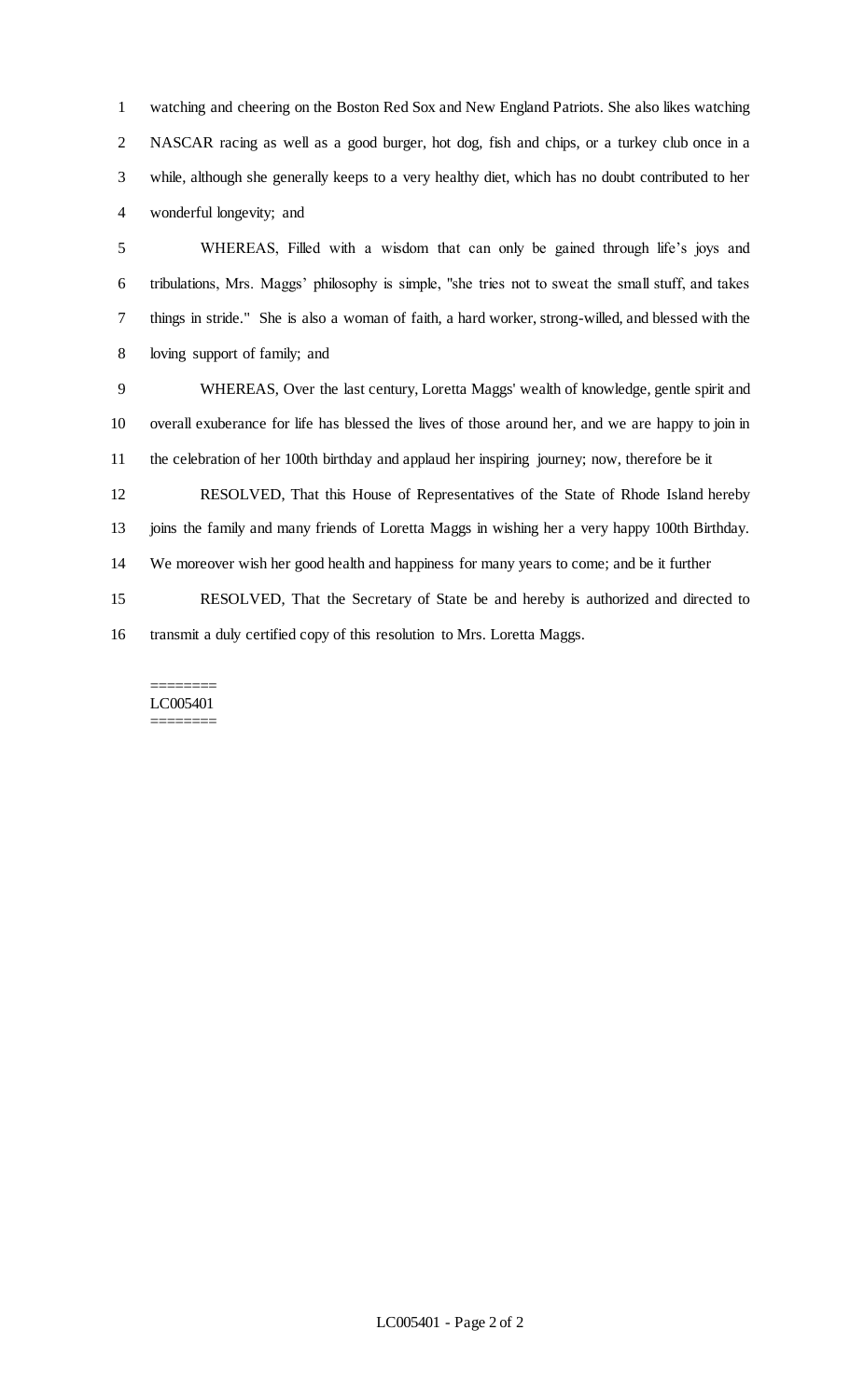watching and cheering on the Boston Red Sox and New England Patriots. She also likes watching NASCAR racing as well as a good burger, hot dog, fish and chips, or a turkey club once in a while, although she generally keeps to a very healthy diet, which has no doubt contributed to her wonderful longevity; and

WHEREAS, Filled with a wisdom that can only be gained through life's joys and tribulations, Mrs. Maggs' philosophy is simple, "she tries not to sweat the small stuff, and takes things in stride." She is also a woman of faith, a hard worker, strong-willed, and blessed with the loving support of family; and

WHEREAS, Over the last century, Loretta Maggs' wealth of knowledge, gentle spirit and overall exuberance for life has blessed the lives of those around her, and we are happy to join in the celebration of her 100th birthday and applaud her inspiring journey; now, therefore be it

RESOLVED, That this House of Representatives of the State of Rhode Island hereby joins the family and many friends of Loretta Maggs in wishing her a very happy 100th Birthday. We moreover wish her good health and happiness for many years to come; and be it further

RESOLVED, That the Secretary of State be and hereby is authorized and directed to transmit a duly certified copy of this resolution to Mrs. Loretta Maggs.

========
LC005401
========